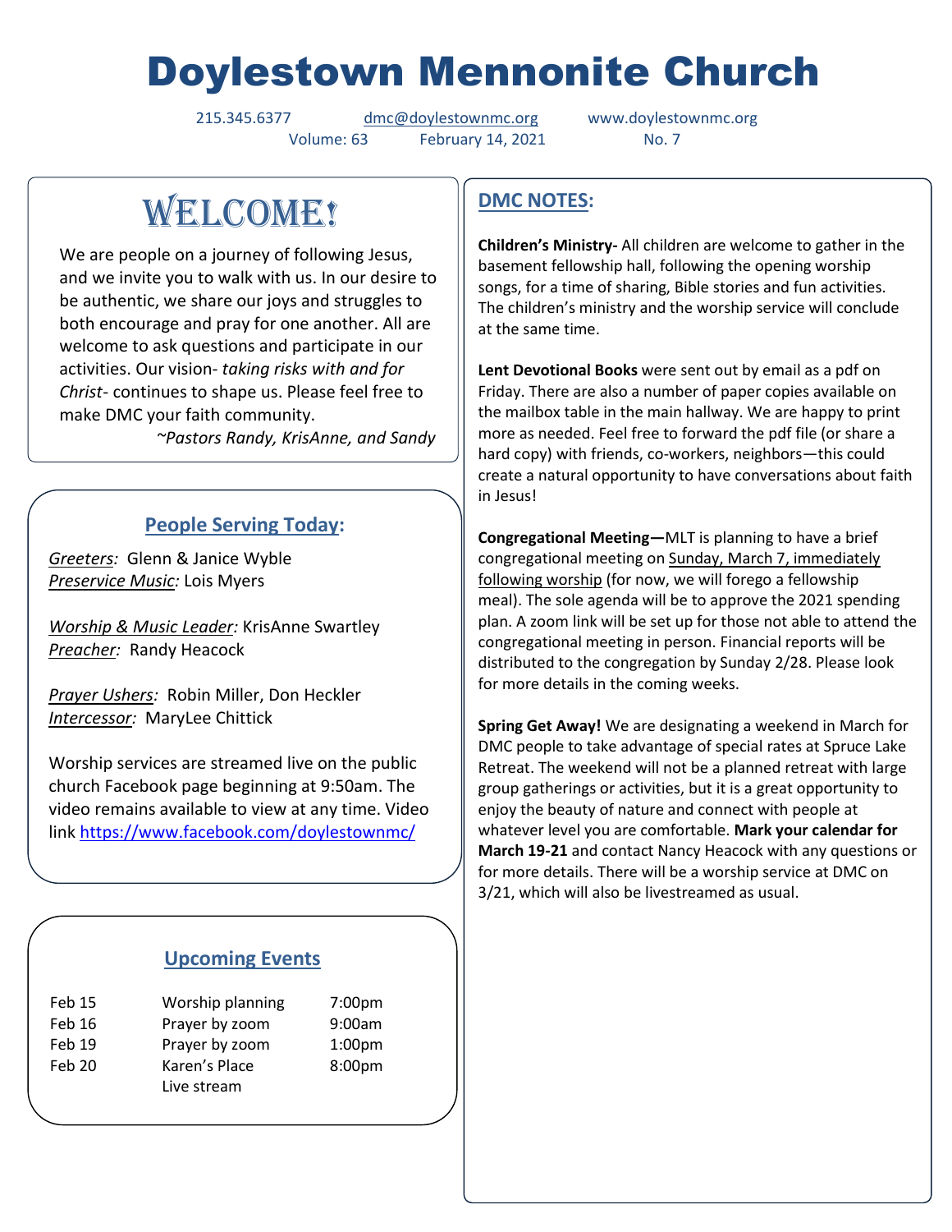# Doylestown Mennonite Church

215.345.6377 dmc@doylestownmc.org www.doylestownmc.org
Volume: 63 February 14, 2021 No. 7

## WELCOME!

We are people on a journey of following Jesus, and we invite you to walk with us. In our desire to be authentic, we share our joys and struggles to both encourage and pray for one another. All are welcome to ask questions and participate in our activities. Our vision- *taking risks with and for Christ*- continues to shape us. Please feel free to make DMC your faith community.

*~Pastors Randy, KrisAnne, and Sandy*

### People Serving Today:

*Greeters:* Glenn & Janice Wyble
*Preservice Music:* Lois Myers

*Worship & Music Leader:* KrisAnne Swartley
*Preacher:* Randy Heacock

*Prayer Ushers:* Robin Miller, Don Heckler
*Intercessor:* MaryLee Chittick

Worship services are streamed live on the public church Facebook page beginning at 9:50am. The video remains available to view at any time. Video link https://www.facebook.com/doylestownmc/

### Upcoming Events

| | | |
|---|---|---|
| Feb 15 | Worship planning | 7:00pm |
| Feb 16 | Prayer by zoom | 9:00am |
| Feb 19 | Prayer by zoom | 1:00pm |
| Feb 20 | Karen's Place Live stream | 8:00pm |

## DMC NOTES:

**Children's Ministry-** All children are welcome to gather in the basement fellowship hall, following the opening worship songs, for a time of sharing, Bible stories and fun activities. The children's ministry and the worship service will conclude at the same time.

**Lent Devotional Books** were sent out by email as a pdf on Friday. There are also a number of paper copies available on the mailbox table in the main hallway. We are happy to print more as needed. Feel free to forward the pdf file (or share a hard copy) with friends, co-workers, neighbors—this could create a natural opportunity to have conversations about faith in Jesus!

**Congregational Meeting—**MLT is planning to have a brief congregational meeting on Sunday, March 7, immediately following worship (for now, we will forego a fellowship meal). The sole agenda will be to approve the 2021 spending plan. A zoom link will be set up for those not able to attend the congregational meeting in person. Financial reports will be distributed to the congregation by Sunday 2/28. Please look for more details in the coming weeks.

**Spring Get Away!** We are designating a weekend in March for DMC people to take advantage of special rates at Spruce Lake Retreat. The weekend will not be a planned retreat with large group gatherings or activities, but it is a great opportunity to enjoy the beauty of nature and connect with people at whatever level you are comfortable. **Mark your calendar for March 19-21** and contact Nancy Heacock with any questions or for more details. There will be a worship service at DMC on 3/21, which will also be livestreamed as usual.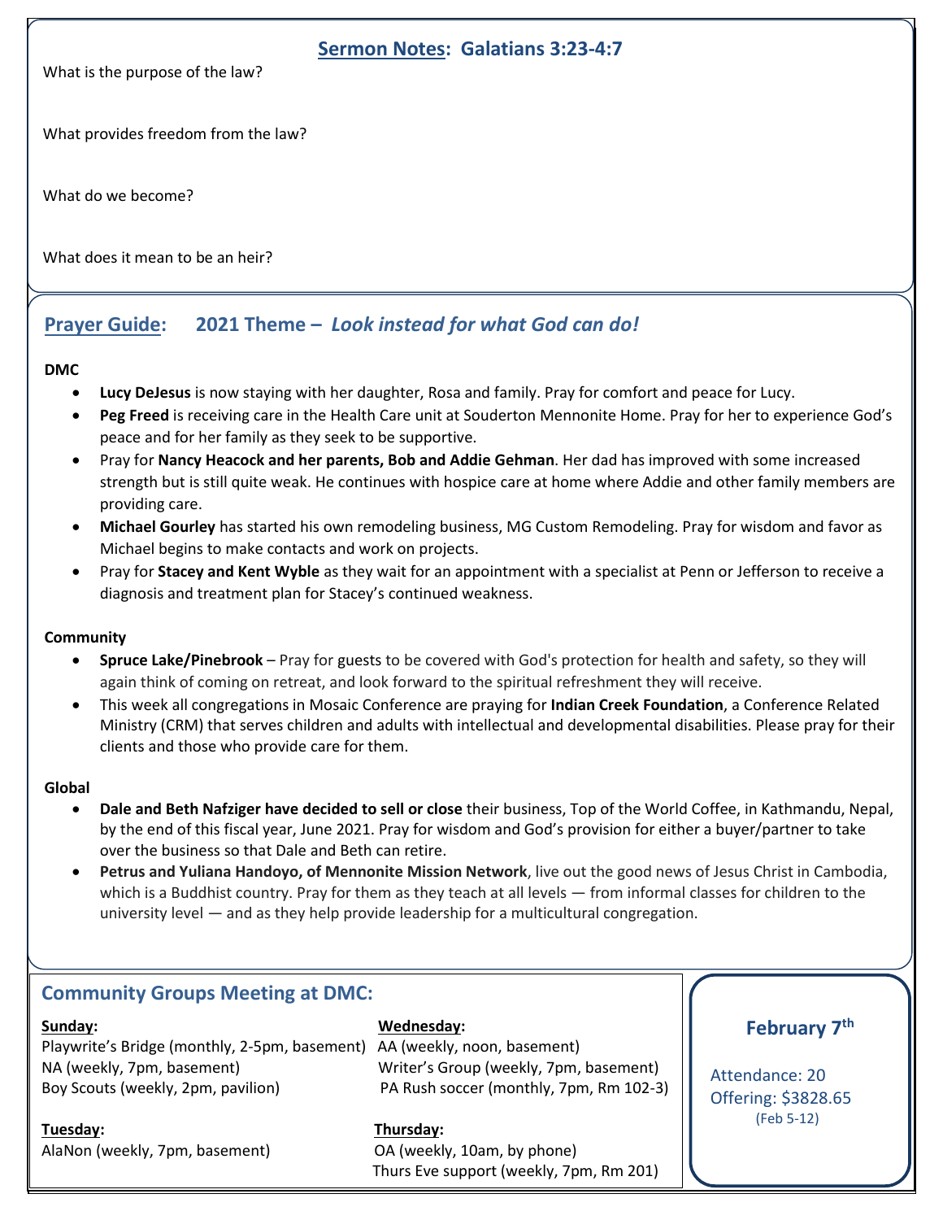## Sermon Notes: Galatians 3:23-4:7

What is the purpose of the law?

What provides freedom from the law?

What do we become?

What does it mean to be an heir?

## Prayer Guide: 2021 Theme – *Look instead for what God can do!*

**DMC**

- **Lucy DeJesus** is now staying with her daughter, Rosa and family. Pray for comfort and peace for Lucy.
- **Peg Freed** is receiving care in the Health Care unit at Souderton Mennonite Home. Pray for her to experience God's peace and for her family as they seek to be supportive.
- Pray for **Nancy Heacock and her parents, Bob and Addie Gehman**. Her dad has improved with some increased strength but is still quite weak. He continues with hospice care at home where Addie and other family members are providing care.
- **Michael Gourley** has started his own remodeling business, MG Custom Remodeling. Pray for wisdom and favor as Michael begins to make contacts and work on projects.
- Pray for **Stacey and Kent Wyble** as they wait for an appointment with a specialist at Penn or Jefferson to receive a diagnosis and treatment plan for Stacey's continued weakness.

**Community**

- **Spruce Lake/Pinebrook** – Pray for guests to be covered with God's protection for health and safety, so they will again think of coming on retreat, and look forward to the spiritual refreshment they will receive.
- This week all congregations in Mosaic Conference are praying for **Indian Creek Foundation**, a Conference Related Ministry (CRM) that serves children and adults with intellectual and developmental disabilities. Please pray for their clients and those who provide care for them.

**Global**

- **Dale and Beth Nafziger have decided to sell or close** their business, Top of the World Coffee, in Kathmandu, Nepal, by the end of this fiscal year, June 2021. Pray for wisdom and God's provision for either a buyer/partner to take over the business so that Dale and Beth can retire.
- **Petrus and Yuliana Handoyo, of Mennonite Mission Network**, live out the good news of Jesus Christ in Cambodia, which is a Buddhist country. Pray for them as they teach at all levels — from informal classes for children to the university level — and as they help provide leadership for a multicultural congregation.

## Community Groups Meeting at DMC:

**Sunday:**
Playwrite's Bridge (monthly, 2-5pm, basement)
NA (weekly, 7pm, basement)
Boy Scouts (weekly, 2pm, pavilion)

**Tuesday:**
AlaNon (weekly, 7pm, basement)

**Wednesday:**
AA (weekly, noon, basement)
Writer's Group (weekly, 7pm, basement)
PA Rush soccer (monthly, 7pm, Rm 102-3)

**Thursday:**
OA (weekly, 10am, by phone)
Thurs Eve support (weekly, 7pm, Rm 201)

### February 7th

Attendance: 20
Offering: $3828.65
(Feb 5-12)